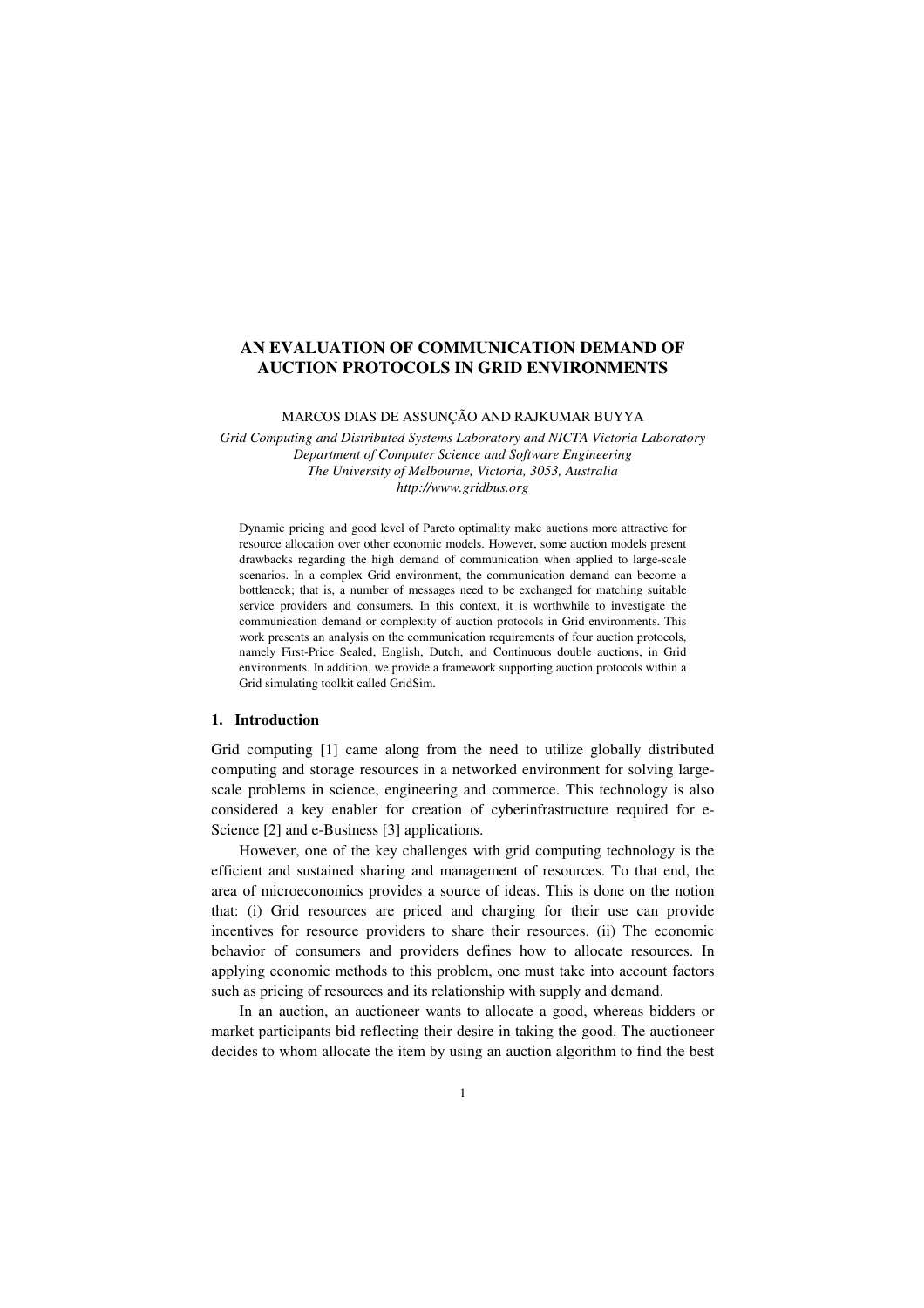# AN EVALUATION OF COMMUNICATION DEMAND OF AUCTION PROTOCOLS IN GRID ENVIRONMENTS

MARCOS DIAS DE ASSUNÇÃO AND RAJKUMAR BUYYA

*Grid Computing and Distributed Systems Laboratory and NICTA Victoria Laboratory*
*Department of Computer Science and Software Engineering*
*The University of Melbourne, Victoria, 3053, Australia*
*http://www.gridbus.org*

Dynamic pricing and good level of Pareto optimality make auctions more attractive for resource allocation over other economic models. However, some auction models present drawbacks regarding the high demand of communication when applied to large-scale scenarios. In a complex Grid environment, the communication demand can become a bottleneck; that is, a number of messages need to be exchanged for matching suitable service providers and consumers. In this context, it is worthwhile to investigate the communication demand or complexity of auction protocols in Grid environments. This work presents an analysis on the communication requirements of four auction protocols, namely First-Price Sealed, English, Dutch, and Continuous double auctions, in Grid environments. In addition, we provide a framework supporting auction protocols within a Grid simulating toolkit called GridSim.

## 1. Introduction

Grid computing [1] came along from the need to utilize globally distributed computing and storage resources in a networked environment for solving large-scale problems in science, engineering and commerce. This technology is also considered a key enabler for creation of cyberinfrastructure required for e-Science [2] and e-Business [3] applications.

However, one of the key challenges with grid computing technology is the efficient and sustained sharing and management of resources. To that end, the area of microeconomics provides a source of ideas. This is done on the notion that: (i) Grid resources are priced and charging for their use can provide incentives for resource providers to share their resources. (ii) The economic behavior of consumers and providers defines how to allocate resources. In applying economic methods to this problem, one must take into account factors such as pricing of resources and its relationship with supply and demand.

In an auction, an auctioneer wants to allocate a good, whereas bidders or market participants bid reflecting their desire in taking the good. The auctioneer decides to whom allocate the item by using an auction algorithm to find the best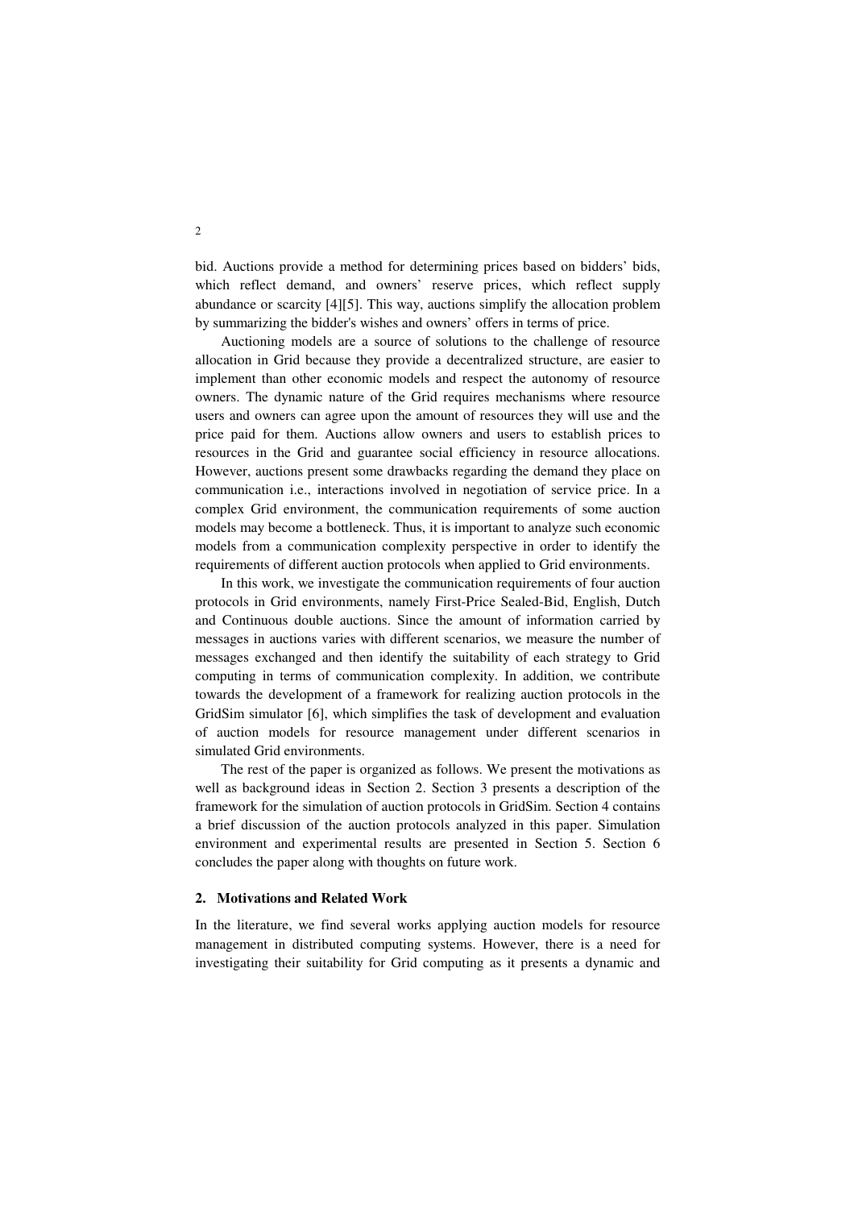bid. Auctions provide a method for determining prices based on bidders' bids, which reflect demand, and owners' reserve prices, which reflect supply abundance or scarcity [4][5]. This way, auctions simplify the allocation problem by summarizing the bidder's wishes and owners' offers in terms of price.

Auctioning models are a source of solutions to the challenge of resource allocation in Grid because they provide a decentralized structure, are easier to implement than other economic models and respect the autonomy of resource owners. The dynamic nature of the Grid requires mechanisms where resource users and owners can agree upon the amount of resources they will use and the price paid for them. Auctions allow owners and users to establish prices to resources in the Grid and guarantee social efficiency in resource allocations. However, auctions present some drawbacks regarding the demand they place on communication i.e., interactions involved in negotiation of service price. In a complex Grid environment, the communication requirements of some auction models may become a bottleneck. Thus, it is important to analyze such economic models from a communication complexity perspective in order to identify the requirements of different auction protocols when applied to Grid environments.

In this work, we investigate the communication requirements of four auction protocols in Grid environments, namely First-Price Sealed-Bid, English, Dutch and Continuous double auctions. Since the amount of information carried by messages in auctions varies with different scenarios, we measure the number of messages exchanged and then identify the suitability of each strategy to Grid computing in terms of communication complexity. In addition, we contribute towards the development of a framework for realizing auction protocols in the GridSim simulator [6], which simplifies the task of development and evaluation of auction models for resource management under different scenarios in simulated Grid environments.

The rest of the paper is organized as follows. We present the motivations as well as background ideas in Section 2. Section 3 presents a description of the framework for the simulation of auction protocols in GridSim. Section 4 contains a brief discussion of the auction protocols analyzed in this paper. Simulation environment and experimental results are presented in Section 5. Section 6 concludes the paper along with thoughts on future work.

## 2. Motivations and Related Work

In the literature, we find several works applying auction models for resource management in distributed computing systems. However, there is a need for investigating their suitability for Grid computing as it presents a dynamic and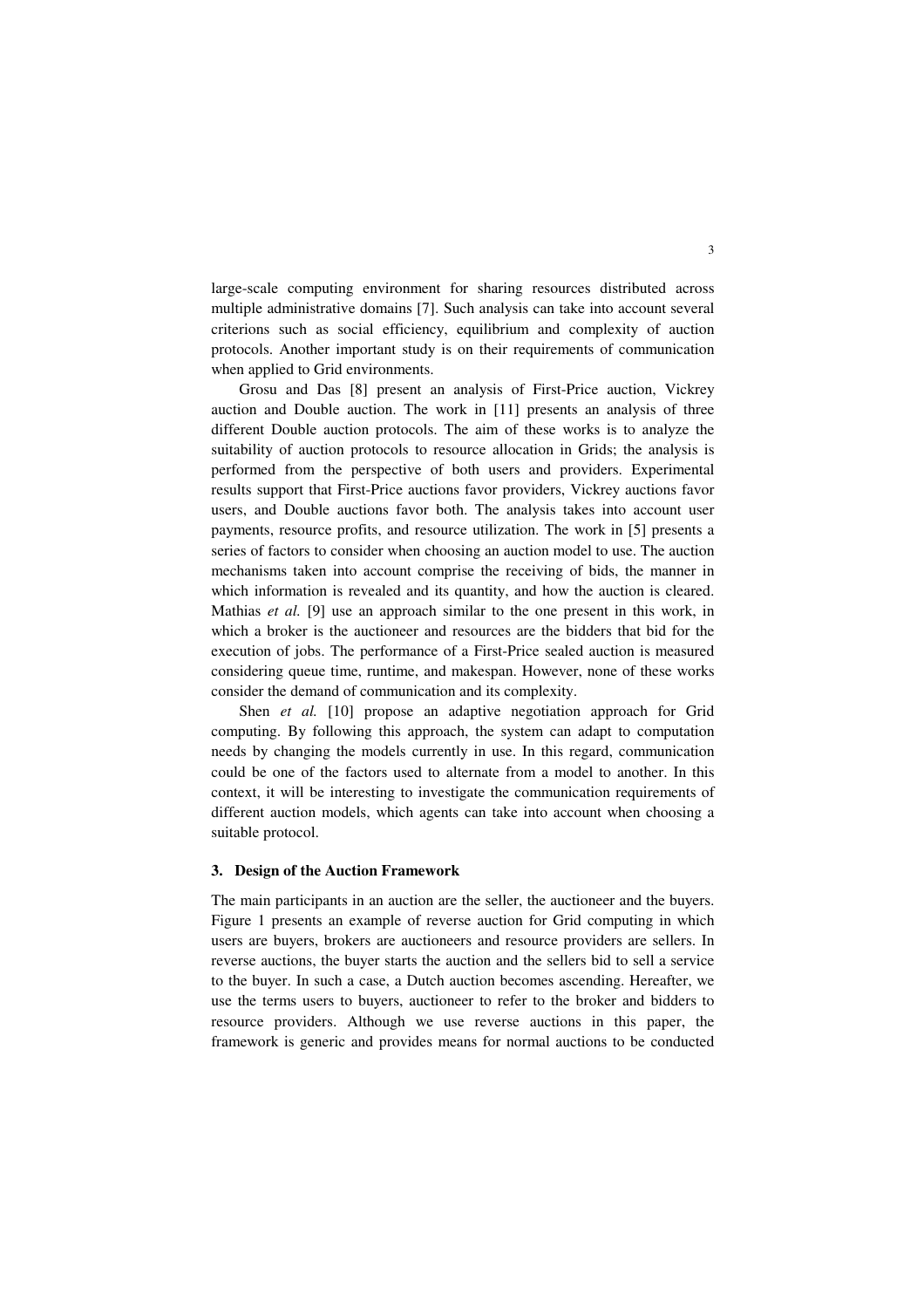large-scale computing environment for sharing resources distributed across multiple administrative domains [7]. Such analysis can take into account several criterions such as social efficiency, equilibrium and complexity of auction protocols. Another important study is on their requirements of communication when applied to Grid environments.

Grosu and Das [8] present an analysis of First-Price auction, Vickrey auction and Double auction. The work in [11] presents an analysis of three different Double auction protocols. The aim of these works is to analyze the suitability of auction protocols to resource allocation in Grids; the analysis is performed from the perspective of both users and providers. Experimental results support that First-Price auctions favor providers, Vickrey auctions favor users, and Double auctions favor both. The analysis takes into account user payments, resource profits, and resource utilization. The work in [5] presents a series of factors to consider when choosing an auction model to use. The auction mechanisms taken into account comprise the receiving of bids, the manner in which information is revealed and its quantity, and how the auction is cleared. Mathias *et al.* [9] use an approach similar to the one present in this work, in which a broker is the auctioneer and resources are the bidders that bid for the execution of jobs. The performance of a First-Price sealed auction is measured considering queue time, runtime, and makespan. However, none of these works consider the demand of communication and its complexity.

Shen *et al.* [10] propose an adaptive negotiation approach for Grid computing. By following this approach, the system can adapt to computation needs by changing the models currently in use. In this regard, communication could be one of the factors used to alternate from a model to another. In this context, it will be interesting to investigate the communication requirements of different auction models, which agents can take into account when choosing a suitable protocol.

## 3. Design of the Auction Framework

The main participants in an auction are the seller, the auctioneer and the buyers. Figure 1 presents an example of reverse auction for Grid computing in which users are buyers, brokers are auctioneers and resource providers are sellers. In reverse auctions, the buyer starts the auction and the sellers bid to sell a service to the buyer. In such a case, a Dutch auction becomes ascending. Hereafter, we use the terms users to buyers, auctioneer to refer to the broker and bidders to resource providers. Although we use reverse auctions in this paper, the framework is generic and provides means for normal auctions to be conducted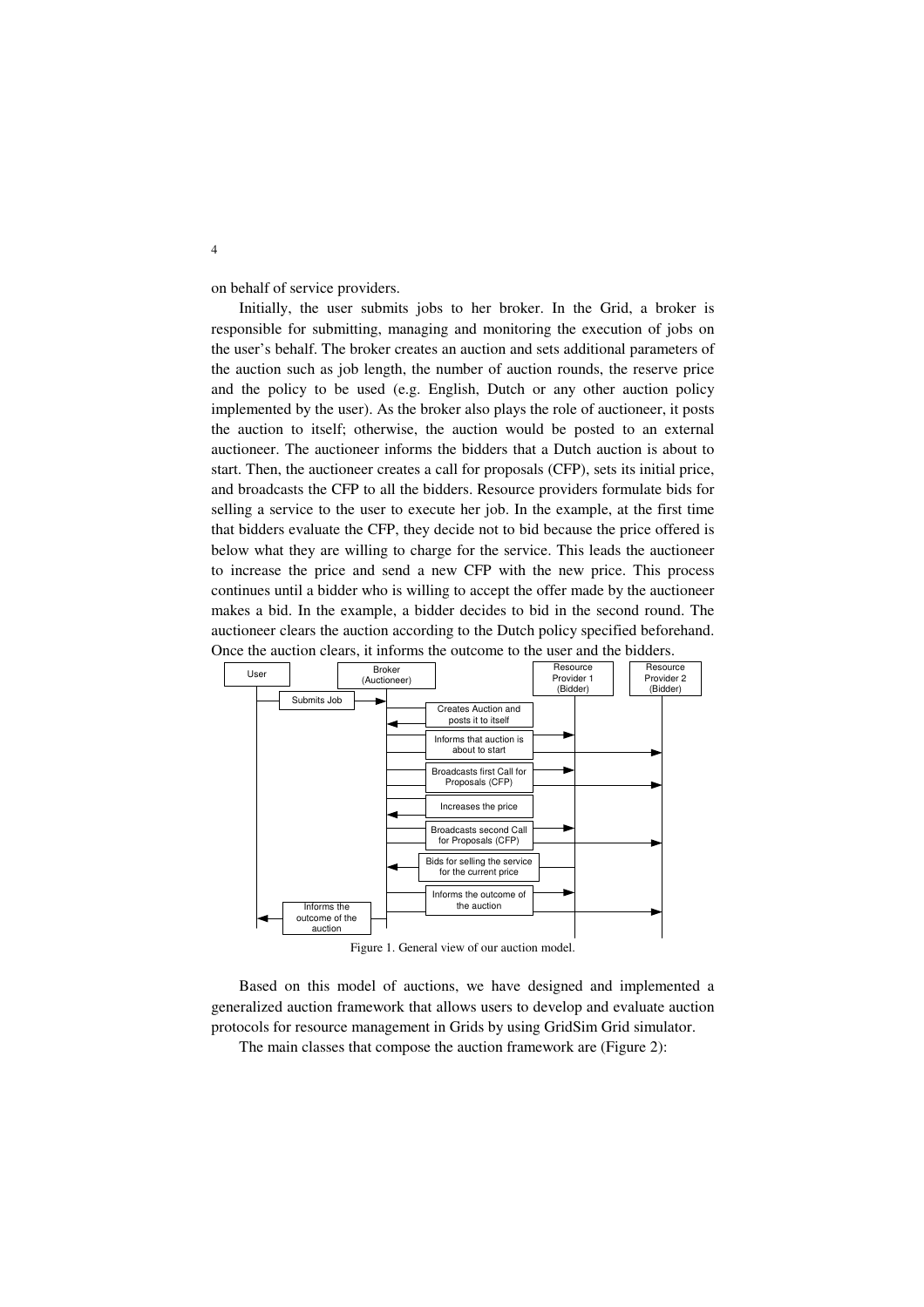on behalf of service providers.

Initially, the user submits jobs to her broker. In the Grid, a broker is responsible for submitting, managing and monitoring the execution of jobs on the user's behalf. The broker creates an auction and sets additional parameters of the auction such as job length, the number of auction rounds, the reserve price and the policy to be used (e.g. English, Dutch or any other auction policy implemented by the user). As the broker also plays the role of auctioneer, it posts the auction to itself; otherwise, the auction would be posted to an external auctioneer. The auctioneer informs the bidders that a Dutch auction is about to start. Then, the auctioneer creates a call for proposals (CFP), sets its initial price, and broadcasts the CFP to all the bidders. Resource providers formulate bids for selling a service to the user to execute her job. In the example, at the first time that bidders evaluate the CFP, they decide not to bid because the price offered is below what they are willing to charge for the service. This leads the auctioneer to increase the price and send a new CFP with the new price. This process continues until a bidder who is willing to accept the offer made by the auctioneer makes a bid. In the example, a bidder decides to bid in the second round. The auctioneer clears the auction according to the Dutch policy specified beforehand. Once the auction clears, it informs the outcome to the user and the bidders.

Figure 1. General view of our auction model.

Based on this model of auctions, we have designed and implemented a generalized auction framework that allows users to develop and evaluate auction protocols for resource management in Grids by using GridSim Grid simulator.

The main classes that compose the auction framework are (Figure 2):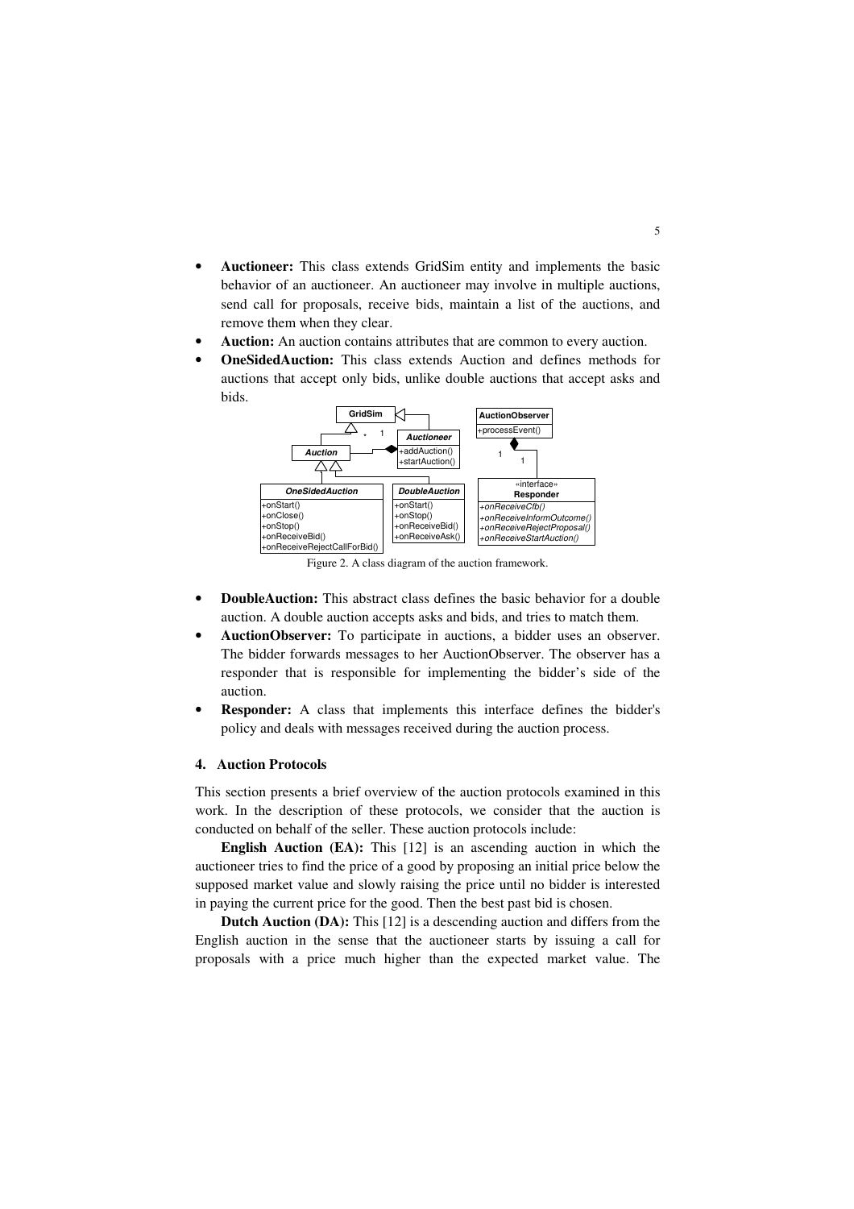- **Auctioneer:** This class extends GridSim entity and implements the basic behavior of an auctioneer. An auctioneer may involve in multiple auctions, send call for proposals, receive bids, maintain a list of the auctions, and remove them when they clear.
- **Auction:** An auction contains attributes that are common to every auction.
- **OneSidedAuction:** This class extends Auction and defines methods for auctions that accept only bids, unlike double auctions that accept asks and bids.

Figure 2. A class diagram of the auction framework.

- **DoubleAuction:** This abstract class defines the basic behavior for a double auction. A double auction accepts asks and bids, and tries to match them.
- **AuctionObserver:** To participate in auctions, a bidder uses an observer. The bidder forwards messages to her AuctionObserver. The observer has a responder that is responsible for implementing the bidder's side of the auction.
- **Responder:** A class that implements this interface defines the bidder's policy and deals with messages received during the auction process.

## 4. Auction Protocols

This section presents a brief overview of the auction protocols examined in this work. In the description of these protocols, we consider that the auction is conducted on behalf of the seller. These auction protocols include:

**English Auction (EA):** This [12] is an ascending auction in which the auctioneer tries to find the price of a good by proposing an initial price below the supposed market value and slowly raising the price until no bidder is interested in paying the current price for the good. Then the best past bid is chosen.

**Dutch Auction (DA):** This [12] is a descending auction and differs from the English auction in the sense that the auctioneer starts by issuing a call for proposals with a price much higher than the expected market value. The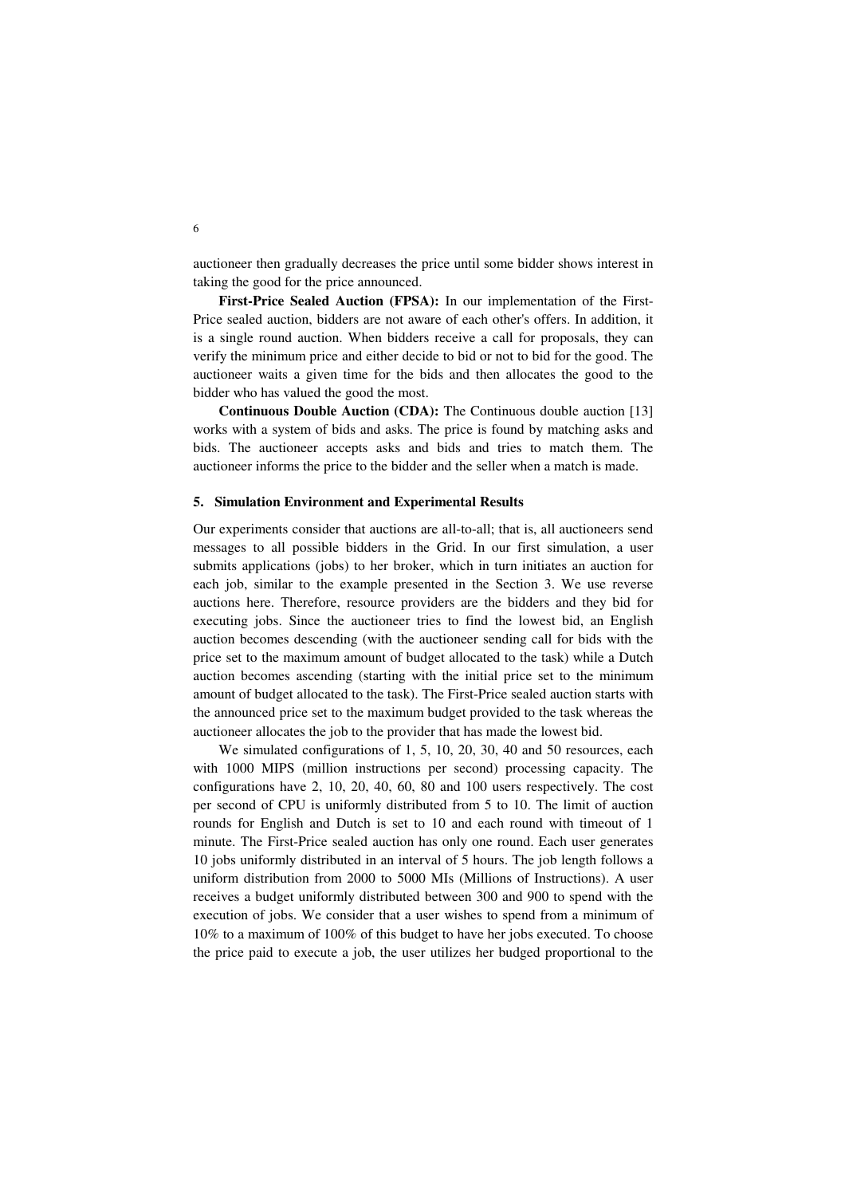auctioneer then gradually decreases the price until some bidder shows interest in taking the good for the price announced.

**First-Price Sealed Auction (FPSA):** In our implementation of the First-Price sealed auction, bidders are not aware of each other's offers. In addition, it is a single round auction. When bidders receive a call for proposals, they can verify the minimum price and either decide to bid or not to bid for the good. The auctioneer waits a given time for the bids and then allocates the good to the bidder who has valued the good the most.

**Continuous Double Auction (CDA):** The Continuous double auction [13] works with a system of bids and asks. The price is found by matching asks and bids. The auctioneer accepts asks and bids and tries to match them. The auctioneer informs the price to the bidder and the seller when a match is made.

## 5. Simulation Environment and Experimental Results

Our experiments consider that auctions are all-to-all; that is, all auctioneers send messages to all possible bidders in the Grid. In our first simulation, a user submits applications (jobs) to her broker, which in turn initiates an auction for each job, similar to the example presented in the Section 3. We use reverse auctions here. Therefore, resource providers are the bidders and they bid for executing jobs. Since the auctioneer tries to find the lowest bid, an English auction becomes descending (with the auctioneer sending call for bids with the price set to the maximum amount of budget allocated to the task) while a Dutch auction becomes ascending (starting with the initial price set to the minimum amount of budget allocated to the task). The First-Price sealed auction starts with the announced price set to the maximum budget provided to the task whereas the auctioneer allocates the job to the provider that has made the lowest bid.

We simulated configurations of 1, 5, 10, 20, 30, 40 and 50 resources, each with 1000 MIPS (million instructions per second) processing capacity. The configurations have 2, 10, 20, 40, 60, 80 and 100 users respectively. The cost per second of CPU is uniformly distributed from 5 to 10. The limit of auction rounds for English and Dutch is set to 10 and each round with timeout of 1 minute. The First-Price sealed auction has only one round. Each user generates 10 jobs uniformly distributed in an interval of 5 hours. The job length follows a uniform distribution from 2000 to 5000 MIs (Millions of Instructions). A user receives a budget uniformly distributed between 300 and 900 to spend with the execution of jobs. We consider that a user wishes to spend from a minimum of 10% to a maximum of 100% of this budget to have her jobs executed. To choose the price paid to execute a job, the user utilizes her budged proportional to the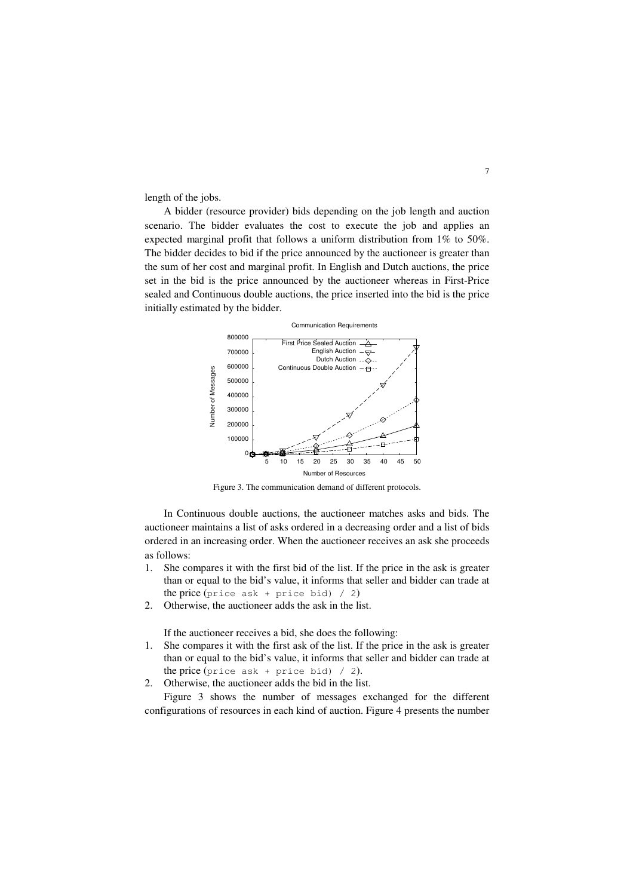length of the jobs.

A bidder (resource provider) bids depending on the job length and auction scenario. The bidder evaluates the cost to execute the job and applies an expected marginal profit that follows a uniform distribution from 1% to 50%. The bidder decides to bid if the price announced by the auctioneer is greater than the sum of her cost and marginal profit. In English and Dutch auctions, the price set in the bid is the price announced by the auctioneer whereas in First-Price sealed and Continuous double auctions, the price inserted into the bid is the price initially estimated by the bidder.

Figure 3. The communication demand of different protocols.

In Continuous double auctions, the auctioneer matches asks and bids. The auctioneer maintains a list of asks ordered in a decreasing order and a list of bids ordered in an increasing order. When the auctioneer receives an ask she proceeds as follows:

1. She compares it with the first bid of the list. If the price in the ask is greater than or equal to the bid's value, it informs that seller and bidder can trade at the price `(price ask + price bid) / 2)`
2. Otherwise, the auctioneer adds the ask in the list.

If the auctioneer receives a bid, she does the following:

1. She compares it with the first ask of the list. If the price in the ask is greater than or equal to the bid's value, it informs that seller and bidder can trade at the price `(price ask + price bid) / 2)`.
2. Otherwise, the auctioneer adds the bid in the list.

Figure 3 shows the number of messages exchanged for the different configurations of resources in each kind of auction. Figure 4 presents the number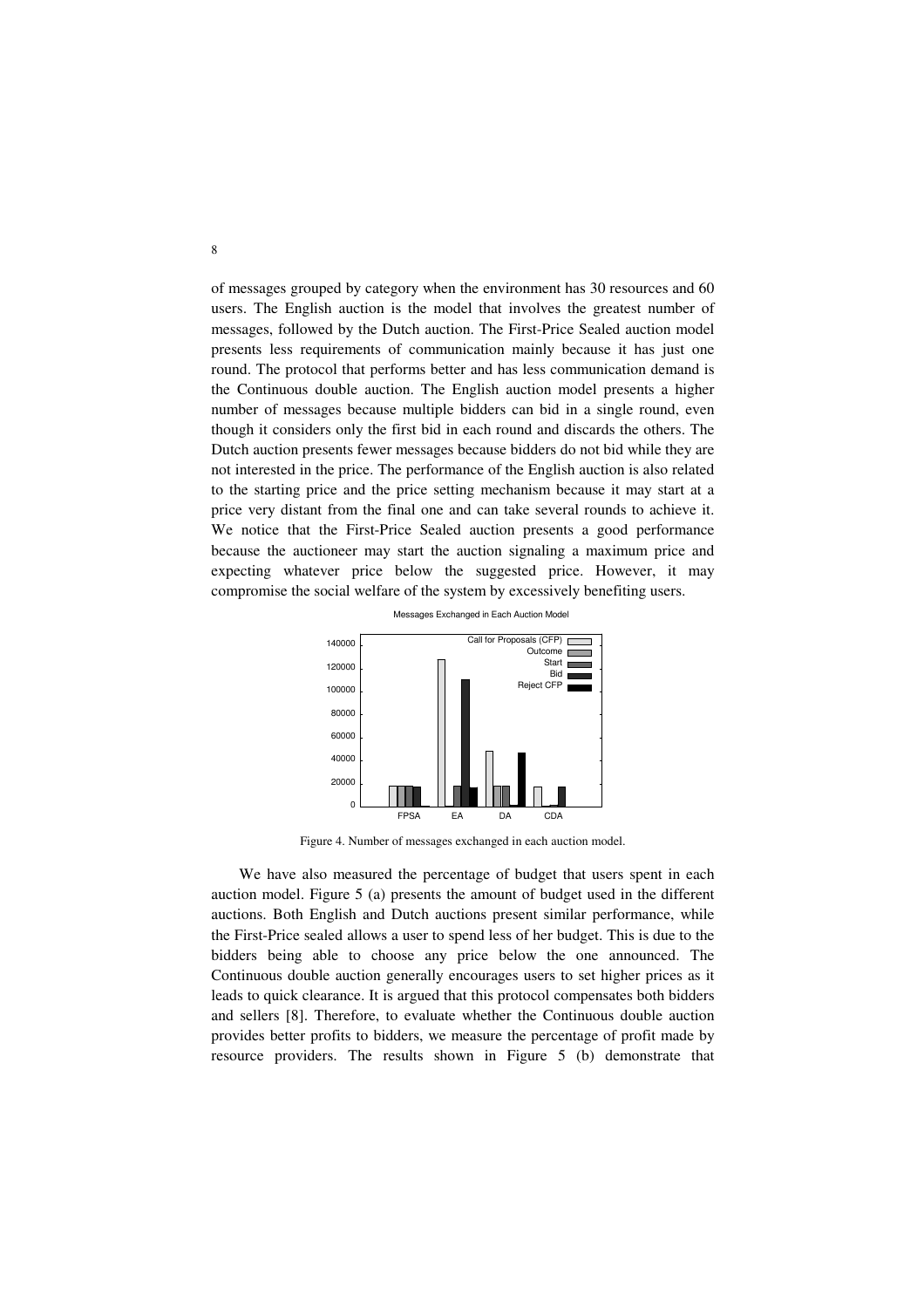of messages grouped by category when the environment has 30 resources and 60 users. The English auction is the model that involves the greatest number of messages, followed by the Dutch auction. The First-Price Sealed auction model presents less requirements of communication mainly because it has just one round. The protocol that performs better and has less communication demand is the Continuous double auction. The English auction model presents a higher number of messages because multiple bidders can bid in a single round, even though it considers only the first bid in each round and discards the others. The Dutch auction presents fewer messages because bidders do not bid while they are not interested in the price. The performance of the English auction is also related to the starting price and the price setting mechanism because it may start at a price very distant from the final one and can take several rounds to achieve it. We notice that the First-Price Sealed auction presents a good performance because the auctioneer may start the auction signaling a maximum price and expecting whatever price below the suggested price. However, it may compromise the social welfare of the system by excessively benefiting users.

Figure 4. Number of messages exchanged in each auction model.

We have also measured the percentage of budget that users spent in each auction model. Figure 5 (a) presents the amount of budget used in the different auctions. Both English and Dutch auctions present similar performance, while the First-Price sealed allows a user to spend less of her budget. This is due to the bidders being able to choose any price below the one announced. The Continuous double auction generally encourages users to set higher prices as it leads to quick clearance. It is argued that this protocol compensates both bidders and sellers [8]. Therefore, to evaluate whether the Continuous double auction provides better profits to bidders, we measure the percentage of profit made by resource providers. The results shown in Figure 5 (b) demonstrate that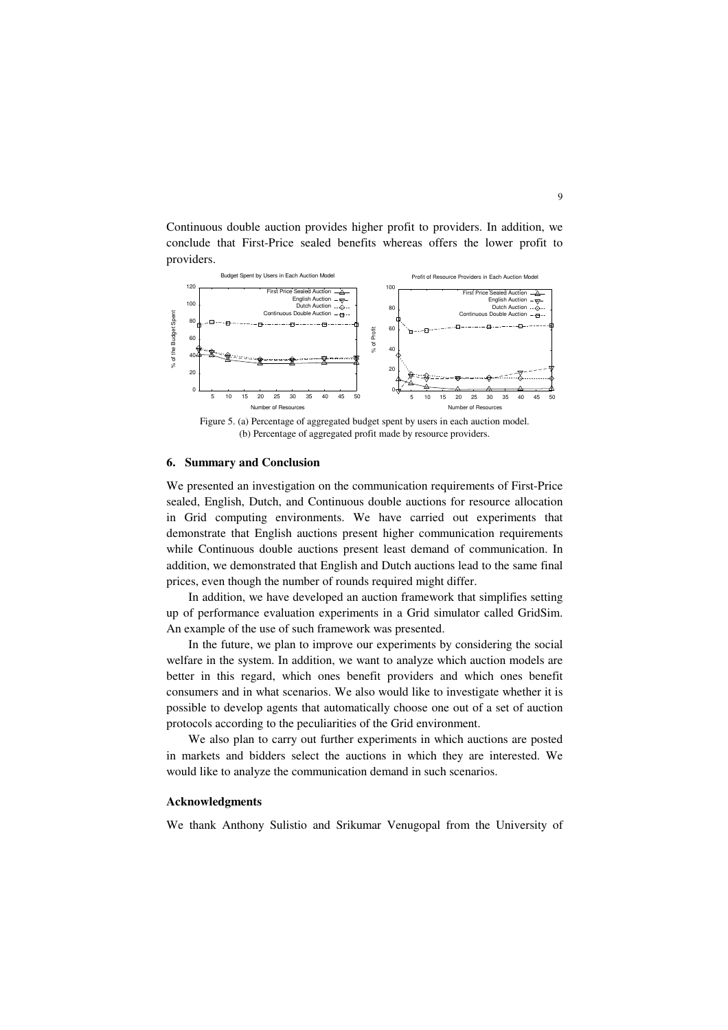Continuous double auction provides higher profit to providers. In addition, we conclude that First-Price sealed benefits whereas offers the lower profit to providers.

Figure 5. (a) Percentage of aggregated budget spent by users in each auction model. (b) Percentage of aggregated profit made by resource providers.

## 6. Summary and Conclusion

We presented an investigation on the communication requirements of First-Price sealed, English, Dutch, and Continuous double auctions for resource allocation in Grid computing environments. We have carried out experiments that demonstrate that English auctions present higher communication requirements while Continuous double auctions present least demand of communication. In addition, we demonstrated that English and Dutch auctions lead to the same final prices, even though the number of rounds required might differ.

In addition, we have developed an auction framework that simplifies setting up of performance evaluation experiments in a Grid simulator called GridSim. An example of the use of such framework was presented.

In the future, we plan to improve our experiments by considering the social welfare in the system. In addition, we want to analyze which auction models are better in this regard, which ones benefit providers and which ones benefit consumers and in what scenarios. We also would like to investigate whether it is possible to develop agents that automatically choose one out of a set of auction protocols according to the peculiarities of the Grid environment.

We also plan to carry out further experiments in which auctions are posted in markets and bidders select the auctions in which they are interested. We would like to analyze the communication demand in such scenarios.

### Acknowledgments

We thank Anthony Sulistio and Srikumar Venugopal from the University of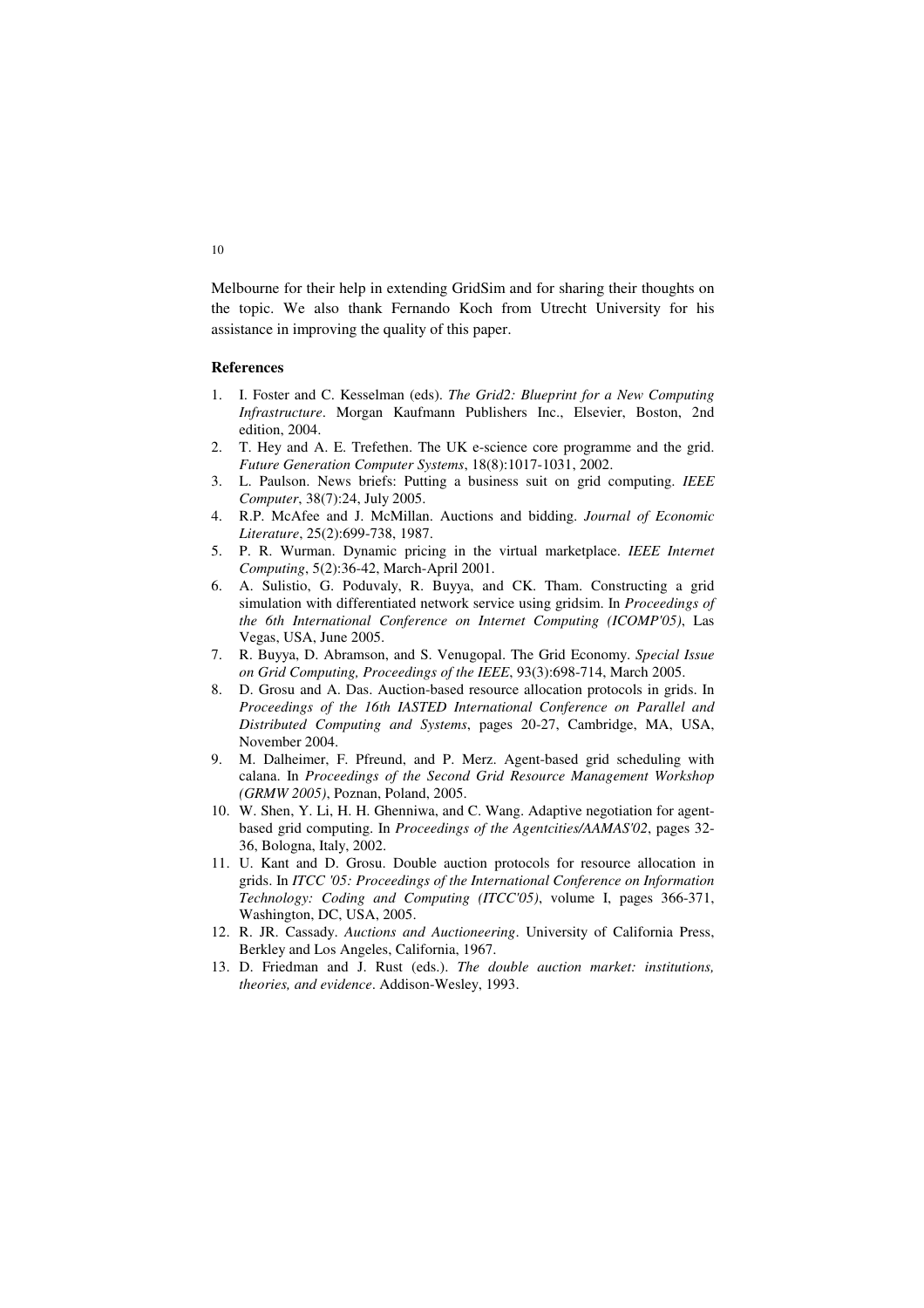Melbourne for their help in extending GridSim and for sharing their thoughts on the topic. We also thank Fernando Koch from Utrecht University for his assistance in improving the quality of this paper.

### References

1. I. Foster and C. Kesselman (eds). *The Grid2: Blueprint for a New Computing Infrastructure*. Morgan Kaufmann Publishers Inc., Elsevier, Boston, 2nd edition, 2004.
2. T. Hey and A. E. Trefethen. The UK e-science core programme and the grid. *Future Generation Computer Systems*, 18(8):1017-1031, 2002.
3. L. Paulson. News briefs: Putting a business suit on grid computing. *IEEE Computer*, 38(7):24, July 2005.
4. R.P. McAfee and J. McMillan. Auctions and bidding. *Journal of Economic Literature*, 25(2):699-738, 1987.
5. P. R. Wurman. Dynamic pricing in the virtual marketplace. *IEEE Internet Computing*, 5(2):36-42, March-April 2001.
6. A. Sulistio, G. Poduvaly, R. Buyya, and CK. Tham. Constructing a grid simulation with differentiated network service using gridsim. In *Proceedings of the 6th International Conference on Internet Computing (ICOMP'05)*, Las Vegas, USA, June 2005.
7. R. Buyya, D. Abramson, and S. Venugopal. The Grid Economy. *Special Issue on Grid Computing, Proceedings of the IEEE*, 93(3):698-714, March 2005.
8. D. Grosu and A. Das. Auction-based resource allocation protocols in grids. In *Proceedings of the 16th IASTED International Conference on Parallel and Distributed Computing and Systems*, pages 20-27, Cambridge, MA, USA, November 2004.
9. M. Dalheimer, F. Pfreund, and P. Merz. Agent-based grid scheduling with calana. In *Proceedings of the Second Grid Resource Management Workshop (GRMW 2005)*, Poznan, Poland, 2005.
10. W. Shen, Y. Li, H. H. Ghenniwa, and C. Wang. Adaptive negotiation for agent-based grid computing. In *Proceedings of the Agentcities/AAMAS'02*, pages 32-36, Bologna, Italy, 2002.
11. U. Kant and D. Grosu. Double auction protocols for resource allocation in grids. In *ITCC '05: Proceedings of the International Conference on Information Technology: Coding and Computing (ITCC'05)*, volume I, pages 366-371, Washington, DC, USA, 2005.
12. R. JR. Cassady. *Auctions and Auctioneering*. University of California Press, Berkley and Los Angeles, California, 1967.
13. D. Friedman and J. Rust (eds.). *The double auction market: institutions, theories, and evidence*. Addison-Wesley, 1993.